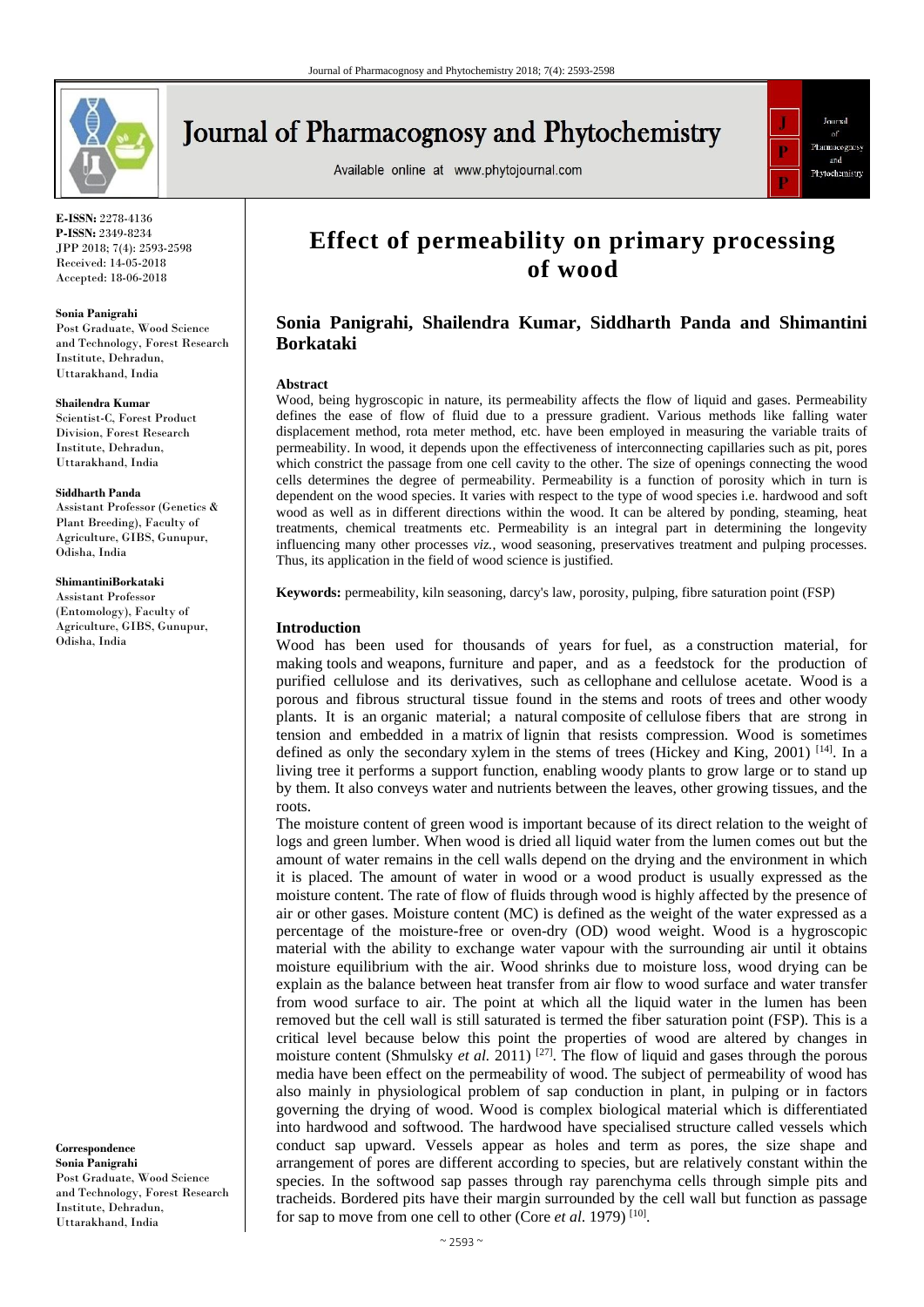# Effect of permeability on primary processing of wood

## Sonia Panigrahi, Shailendra Kumar, Siddharth Panda and Shimantini Borkataki

E-ISSN: 2278-4136
P-ISSN: 2349-8234
JPP 2018; 7(4): 2593-2598
Received: 14-05-2018
Accepted: 18-06-2018

**Sonia Panigrahi**
Post Graduate, Wood Science and Technology, Forest Research Institute, Dehradun, Uttarakhand, India

**Shailendra Kumar**
Scientist-C, Forest Product Division, Forest Research Institute, Dehradun, Uttarakhand, India

**Siddharth Panda**
Assistant Professor (Genetics & Plant Breeding), Faculty of Agriculture, GIBS, Gunupur, Odisha, India

**ShimantiniBorkataki**
Assistant Professor (Entomology), Faculty of Agriculture, GIBS, Gunupur, Odisha, India

**Correspondence**
**Sonia Panigrahi**
Post Graduate, Wood Science and Technology, Forest Research Institute, Dehradun, Uttarakhand, India

### Abstract

Wood, being hygroscopic in nature, its permeability affects the flow of liquid and gases. Permeability defines the ease of flow of fluid due to a pressure gradient. Various methods like falling water displacement method, rota meter method, etc. have been employed in measuring the variable traits of permeability. In wood, it depends upon the effectiveness of interconnecting capillaries such as pit, pores which constrict the passage from one cell cavity to the other. The size of openings connecting the wood cells determines the degree of permeability. Permeability is a function of porosity which in turn is dependent on the wood species. It varies with respect to the type of wood species i.e. hardwood and soft wood as well as in different directions within the wood. It can be altered by ponding, steaming, heat treatments, chemical treatments etc. Permeability is an integral part in determining the longevity influencing many other processes *viz.*, wood seasoning, preservatives treatment and pulping processes. Thus, its application in the field of wood science is justified.

**Keywords:** permeability, kiln seasoning, darcy's law, porosity, pulping, fibre saturation point (FSP)

### Introduction

Wood has been used for thousands of years for fuel, as a construction material, for making tools and weapons, furniture and paper, and as a feedstock for the production of purified cellulose and its derivatives, such as cellophane and cellulose acetate. Wood is a porous and fibrous structural tissue found in the stems and roots of trees and other woody plants. It is an organic material; a natural composite of cellulose fibers that are strong in tension and embedded in a matrix of lignin that resists compression. Wood is sometimes defined as only the secondary xylem in the stems of trees (Hickey and King, 2001) [14]. In a living tree it performs a support function, enabling woody plants to grow large or to stand up by them. It also conveys water and nutrients between the leaves, other growing tissues, and the roots.

The moisture content of green wood is important because of its direct relation to the weight of logs and green lumber. When wood is dried all liquid water from the lumen comes out but the amount of water remains in the cell walls depend on the drying and the environment in which it is placed. The amount of water in wood or a wood product is usually expressed as the moisture content. The rate of flow of fluids through wood is highly affected by the presence of air or other gases. Moisture content (MC) is defined as the weight of the water expressed as a percentage of the moisture-free or oven-dry (OD) wood weight. Wood is a hygroscopic material with the ability to exchange water vapour with the surrounding air until it obtains moisture equilibrium with the air. Wood shrinks due to moisture loss, wood drying can be explain as the balance between heat transfer from air flow to wood surface and water transfer from wood surface to air. The point at which all the liquid water in the lumen has been removed but the cell wall is still saturated is termed the fiber saturation point (FSP). This is a critical level because below this point the properties of wood are altered by changes in moisture content (Shmulsky *et al.* 2011) [27]. The flow of liquid and gases through the porous media have been effect on the permeability of wood. The subject of permeability of wood has also mainly in physiological problem of sap conduction in plant, in pulping or in factors governing the drying of wood. Wood is complex biological material which is differentiated into hardwood and softwood. The hardwood have specialised structure called vessels which conduct sap upward. Vessels appear as holes and term as pores, the size shape and arrangement of pores are different according to species, but are relatively constant within the species. In the softwood sap passes through ray parenchyma cells through simple pits and tracheids. Bordered pits have their margin surrounded by the cell wall but function as passage for sap to move from one cell to other (Core *et al.* 1979) [10].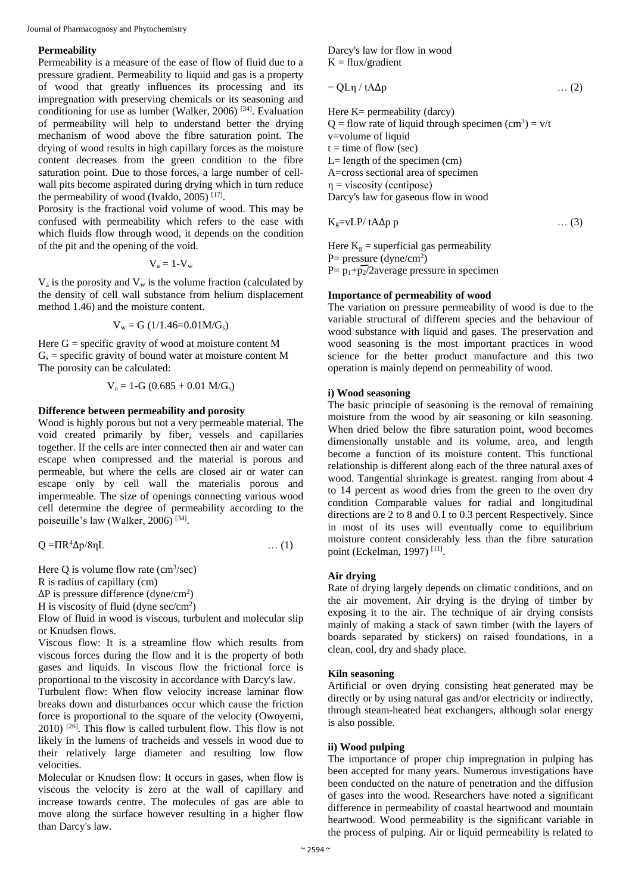### Permeability

Permeability is a measure of the ease of flow of fluid due to a pressure gradient. Permeability to liquid and gas is a property of wood that greatly influences its processing and its impregnation with preserving chemicals or its seasoning and conditioning for use as lumber (Walker, 2006) [34]. Evaluation of permeability will help to understand better the drying mechanism of wood above the fibre saturation point. The drying of wood results in high capillary forces as the moisture content decreases from the green condition to the fibre saturation point. Due to those forces, a large number of cell-wall pits become aspirated during drying which in turn reduce the permeability of wood (Ivaldo, 2005) [17].

Porosity is the fractional void volume of wood. This may be confused with permeability which refers to the ease with which fluids flow through wood, it depends on the condition of the pit and the opening of the void.

$$V_a = 1\text{-}V_w$$

$V_a$ is the porosity and $V_w$ is the volume fraction (calculated by the density of cell wall substance from helium displacement method 1.46) and the moisture content.

$$V_w = G\ (1/1.46\text{=}0.01M/G_s)$$

Here G = specific gravity of wood at moisture content M
$G_s$ = specific gravity of bound water at moisture content M
The porosity can be calculated:

$$V_a = 1\text{-}G\ (0.685 + 0.01\ M/G_s)$$

### Difference between permeability and porosity

Wood is highly porous but not a very permeable material. The void created primarily by fiber, vessels and capillaries together. If the cells are inter connected then air and water can escape when compressed and the material is porous and permeable, but where the cells are closed air or water can escape only by cell wall the materialis porous and impermeable. The size of openings connecting various wood cell determine the degree of permeability according to the poiseuille's law (Walker, 2006) [34].

$$Q = \Pi R^4 \Delta p / 8\eta L \qquad \dots (1)$$

Here Q is volume flow rate ($cm^3$/sec)
R is radius of capillary (cm)
ΔP is pressure difference (dyne/$cm^2$)
H is viscosity of fluid (dyne sec/$cm^2$)

Flow of fluid in wood is viscous, turbulent and molecular slip or Knudsen flows.

Viscous flow: It is a streamline flow which results from viscous forces during the flow and it is the property of both gases and liquids. In viscous flow the frictional force is proportional to the viscosity in accordance with Darcy's law.

Turbulent flow: When flow velocity increase laminar flow breaks down and disturbances occur which cause the friction force is proportional to the square of the velocity (Owoyemi, 2010) [26]. This flow is called turbulent flow. This flow is not likely in the lumens of tracheids and vessels in wood due to their relatively large diameter and resulting low flow velocities.

Molecular or Knudsen flow: It occurs in gases, when flow is viscous the velocity is zero at the wall of capillary and increase towards centre. The molecules of gas are able to move along the surface however resulting in a higher flow than Darcy's law.

Darcy's law for flow in wood
K = flux/gradient

$$= QL\eta / tA\Delta p \qquad \dots (2)$$

Here K= permeability (darcy)
Q = flow rate of liquid through specimen ($cm^3$) = v/t
v=volume of liquid
t = time of flow (sec)
L= length of the specimen (cm)
A=cross sectional area of specimen
η = viscosity (centipose)
Darcy's law for gaseous flow in wood

$$K_g\text{=}vLP/\ tA\Delta p\ p \qquad \dots (3)$$

Here $K_g$ = superficial gas permeability
P= pressure (dyne/$cm^2$)
P= $p_1+\overline{p_2}$/2average pressure in specimen

### Importance of permeability of wood

The variation on pressure permeability of wood is due to the variable structural of different species and the behaviour of wood substance with liquid and gases. The preservation and wood seasoning is the most important practices in wood science for the better product manufacture and this two operation is mainly depend on permeability of wood.

#### i) Wood seasoning

The basic principle of seasoning is the removal of remaining moisture from the wood by air seasoning or kiln seasoning. When dried below the fibre saturation point, wood becomes dimensionally unstable and its volume, area, and length become a function of its moisture content. This functional relationship is different along each of the three natural axes of wood. Tangential shrinkage is greatest. ranging from about 4 to 14 percent as wood dries from the green to the oven dry condition Comparable values for radial and longitudinal directions are 2 to 8 and 0.1 to 0.3 percent Respectively. Since in most of its uses will eventually come to equilibrium moisture content considerably less than the fibre saturation point (Eckelman, 1997) [11].

#### Air drying

Rate of drying largely depends on climatic conditions, and on the air movement. Air drying is the drying of timber by exposing it to the air. The technique of air drying consists mainly of making a stack of sawn timber (with the layers of boards separated by stickers) on raised foundations, in a clean, cool, dry and shady place.

#### Kiln seasoning

Artificial or oven drying consisting heat generated may be directly or by using natural gas and/or electricity or indirectly, through steam-heated heat exchangers, although solar energy is also possible.

#### ii) Wood pulping

The importance of proper chip impregnation in pulping has been accepted for many years. Numerous investigations have been conducted on the nature of penetration and the diffusion of gases into the wood. Researchers have noted a significant difference in permeability of coastal heartwood and mountain heartwood. Wood permeability is the significant variable in the process of pulping. Air or liquid permeability is related to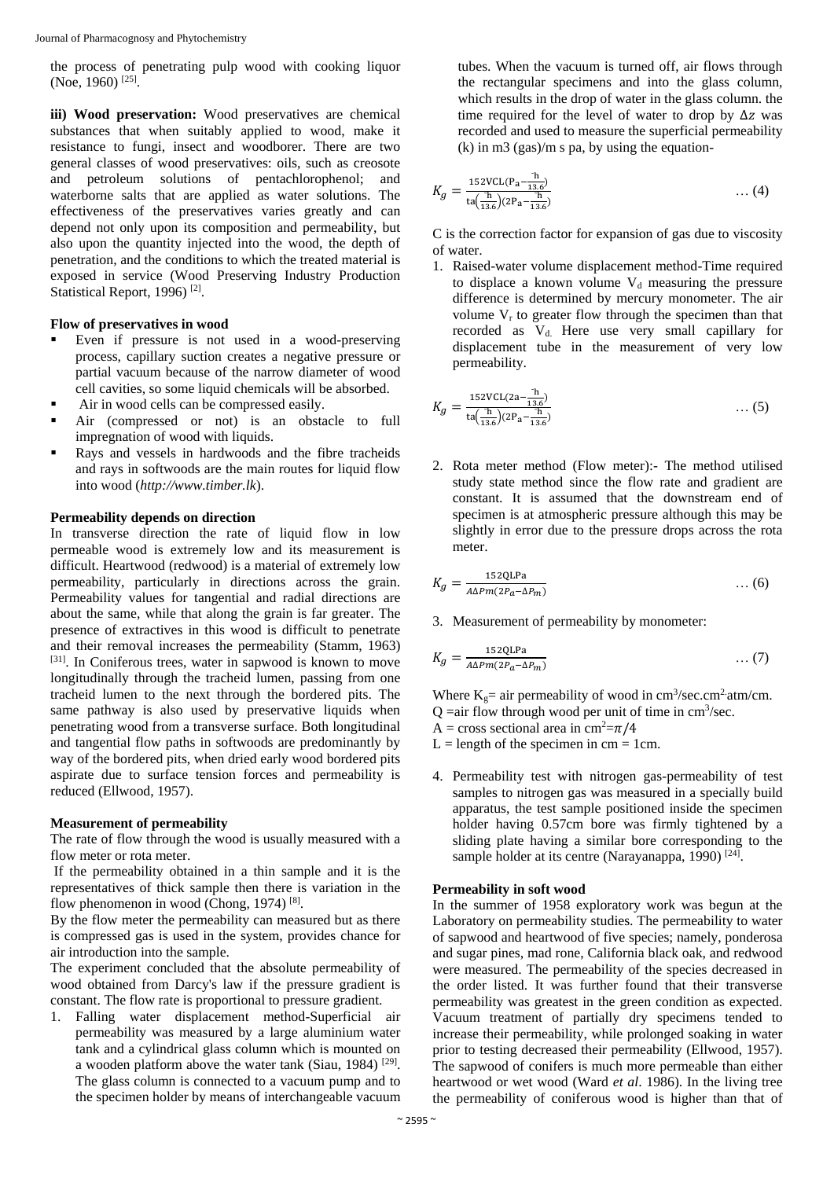the process of penetrating pulp wood with cooking liquor (Noe, 1960) [25].

**iii) Wood preservation:** Wood preservatives are chemical substances that when suitably applied to wood, make it resistance to fungi, insect and woodborer. There are two general classes of wood preservatives: oils, such as creosote and petroleum solutions of pentachlorophenol; and waterborne salts that are applied as water solutions. The effectiveness of the preservatives varies greatly and can depend not only upon its composition and permeability, but also upon the quantity injected into the wood, the depth of penetration, and the conditions to which the treated material is exposed in service (Wood Preserving Industry Production Statistical Report, 1996) [2].

**Flow of preservatives in wood**

- Even if pressure is not used in a wood-preserving process, capillary suction creates a negative pressure or partial vacuum because of the narrow diameter of wood cell cavities, so some liquid chemicals will be absorbed.
- Air in wood cells can be compressed easily.
- Air (compressed or not) is an obstacle to full impregnation of wood with liquids.
- Rays and vessels in hardwoods and the fibre tracheids and rays in softwoods are the main routes for liquid flow into wood (*http://www.timber.lk*).

**Permeability depends on direction**

In transverse direction the rate of liquid flow in low permeable wood is extremely low and its measurement is difficult. Heartwood (redwood) is a material of extremely low permeability, particularly in directions across the grain. Permeability values for tangential and radial directions are about the same, while that along the grain is far greater. The presence of extractives in this wood is difficult to penetrate and their removal increases the permeability (Stamm, 1963) [31]. In Coniferous trees, water in sapwood is known to move longitudinally through the tracheid lumen, passing from one tracheid lumen to the next through the bordered pits. The same pathway is also used by preservative liquids when penetrating wood from a transverse surface. Both longitudinal and tangential flow paths in softwoods are predominantly by way of the bordered pits, when dried early wood bordered pits aspirate due to surface tension forces and permeability is reduced (Ellwood, 1957).

**Measurement of permeability**

The rate of flow through the wood is usually measured with a flow meter or rota meter.

If the permeability obtained in a thin sample and it is the representatives of thick sample then there is variation in the flow phenomenon in wood (Chong, 1974) [8].

By the flow meter the permeability can measured but as there is compressed gas is used in the system, provides chance for air introduction into the sample.

The experiment concluded that the absolute permeability of wood obtained from Darcy's law if the pressure gradient is constant. The flow rate is proportional to pressure gradient.

1. Falling water displacement method-Superficial air permeability was measured by a large aluminium water tank and a cylindrical glass column which is mounted on a wooden platform above the water tank (Siau, 1984) [29]. The glass column is connected to a vacuum pump and to the specimen holder by means of interchangeable vacuum tubes. When the vacuum is turned off, air flows through the rectangular specimens and into the glass column, which results in the drop of water in the glass column. the time required for the level of water to drop by $\Delta z$ was recorded and used to measure the superficial permeability (k) in m3 (gas)/m s pa, by using the equation-

$$K_g = \frac{152\text{VCL}(\text{P}_\text{a} - \frac{\bar{\text{h}}}{13.6})}{\text{ta}(\frac{\bar{\text{h}}}{13.6})(2\text{P}_\text{a} - \frac{\bar{\text{h}}}{13.6})} \quad \ldots (4)$$

C is the correction factor for expansion of gas due to viscosity of water.

1. Raised-water volume displacement method-Time required to displace a known volume $V_d$ measuring the pressure difference is determined by mercury monometer. The air volume $V_r$ to greater flow through the specimen than that recorded as $V_d$. Here use very small capillary for displacement tube in the measurement of very low permeability.

$$K_g = \frac{152\text{VCL}(2\text{a} - \frac{\bar{\text{h}}}{13.6})}{\text{ta}(\frac{\bar{\text{h}}}{13.6})(2\text{P}_\text{a} - \frac{\bar{\text{h}}}{13.6})} \quad \ldots (5)$$

2. Rota meter method (Flow meter):- The method utilised study state method since the flow rate and gradient are constant. It is assumed that the downstream end of specimen is at atmospheric pressure although this may be slightly in error due to the pressure drops across the rota meter.

$$K_g = \frac{152\text{QLPa}}{A\Delta Pm(2P_a - \Delta P_m)} \quad \ldots (6)$$

3. Measurement of permeability by monometer:

$$K_g = \frac{152\text{QLPa}}{A\Delta Pm(2P_a - \Delta P_m)} \quad \ldots (7)$$

Where $K_g$= air permeability of wood in $cm^3/sec.cm^2.atm/cm$.
Q =air flow through wood per unit of time in $cm^3/sec$.
A = cross sectional area in $cm^2 = \pi/4$
L = length of the specimen in cm = 1cm.

4. Permeability test with nitrogen gas-permeability of test samples to nitrogen gas was measured in a specially build apparatus, the test sample positioned inside the specimen holder having 0.57cm bore was firmly tightened by a sliding plate having a similar bore corresponding to the sample holder at its centre (Narayanappa, 1990) [24].

**Permeability in soft wood**

In the summer of 1958 exploratory work was begun at the Laboratory on permeability studies. The permeability to water of sapwood and heartwood of five species; namely, ponderosa and sugar pines, mad rone, California black oak, and redwood were measured. The permeability of the species decreased in the order listed. It was further found that their transverse permeability was greatest in the green condition as expected. Vacuum treatment of partially dry specimens tended to increase their permeability, while prolonged soaking in water prior to testing decreased their permeability (Ellwood, 1957). The sapwood of conifers is much more permeable than either heartwood or wet wood (Ward *et al*. 1986). In the living tree the permeability of coniferous wood is higher than that of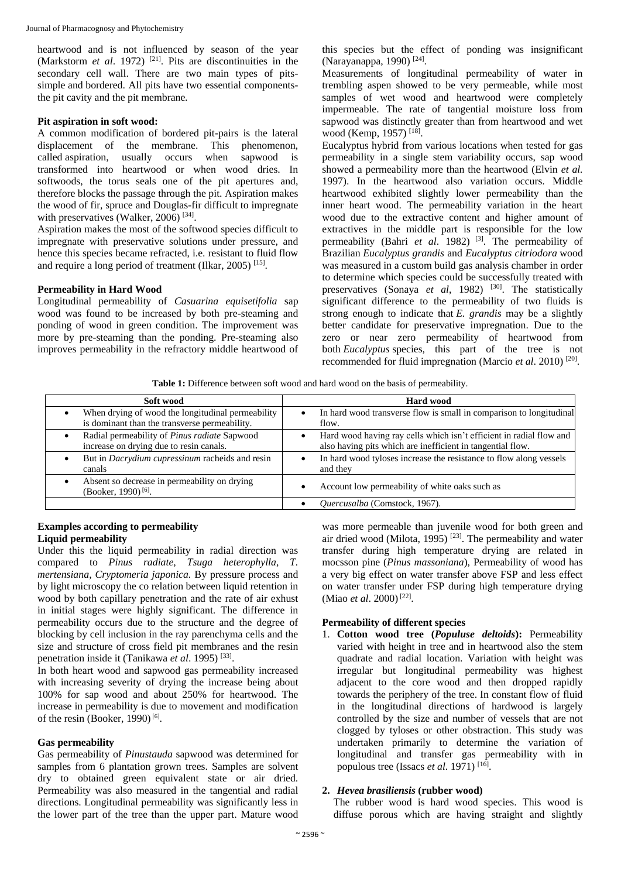heartwood and is not influenced by season of the year (Markstorm *et al*. 1972) [21]. Pits are discontinuities in the secondary cell wall. There are two main types of pits-simple and bordered. All pits have two essential components-the pit cavity and the pit membrane.

**Pit aspiration in soft wood:**

A common modification of bordered pit-pairs is the lateral displacement of the membrane. This phenomenon, called aspiration, usually occurs when sapwood is transformed into heartwood or when wood dries. In softwoods, the torus seals one of the pit apertures and, therefore blocks the passage through the pit. Aspiration makes the wood of fir, spruce and Douglas-fir difficult to impregnate with preservatives (Walker, 2006) [34].

Aspiration makes the most of the softwood species difficult to impregnate with preservative solutions under pressure, and hence this species became refracted, i.e. resistant to fluid flow and require a long period of treatment (Ilkar, 2005) [15].

**Permeability in Hard Wood**

Longitudinal permeability of *Casuarina equisetifolia* sap wood was found to be increased by both pre-steaming and ponding of wood in green condition. The improvement was more by pre-steaming than the ponding. Pre-steaming also improves permeability in the refractory middle heartwood of this species but the effect of ponding was insignificant (Narayanappa, 1990) [24].

Measurements of longitudinal permeability of water in trembling aspen showed to be very permeable, while most samples of wet wood and heartwood were completely impermeable. The rate of tangential moisture loss from sapwood was distinctly greater than from heartwood and wet wood (Kemp, 1957) [18].

Eucalyptus hybrid from various locations when tested for gas permeability in a single stem variability occurs, sap wood showed a permeability more than the heartwood (Elvin *et al.* 1997). In the heartwood also variation occurs. Middle heartwood exhibited slightly lower permeability than the inner heart wood. The permeability variation in the heart wood due to the extractive content and higher amount of extractives in the middle part is responsible for the low permeability (Bahri *et al*. 1982) [3]. The permeability of Brazilian *Eucalyptus grandis* and *Eucalyptus citriodora* wood was measured in a custom build gas analysis chamber in order to determine which species could be successfully treated with preservatives (Sonaya *et al*, 1982) [30]. The statistically significant difference to the permeability of two fluids is strong enough to indicate that *E. grandis* may be a slightly better candidate for preservative impregnation. Due to the zero or near zero permeability of heartwood from both *Eucalyptus* species, this part of the tree is not recommended for fluid impregnation (Marcio *et al*. 2010) [20].

**Table 1:** Difference between soft wood and hard wood on the basis of permeability.

| Soft wood | Hard wood |
|---|---|
| • When drying of wood the longitudinal permeability is dominant than the transverse permeability. | • In hard wood transverse flow is small in comparison to longitudinal flow. |
| • Radial permeability of *Pinus radiate* Sapwood increase on drying due to resin canals. | • Hard wood having ray cells which isn't efficient in radial flow and also having pits which are inefficient in tangential flow. |
| • But in *Dacrydium cupressinum* racheids and resin canals | • In hard wood tyloses increase the resistance to flow along vessels and they |
| • Absent so decrease in permeability on drying (Booker, 1990) [6]. | • Account low permeability of white oaks such as |
| | • *Quercusalba* (Comstock, 1967). |

**Examples according to permeability**

**Liquid permeability**

Under this the liquid permeability in radial direction was compared to *Pinus radiate, Tsuga heterophylla, T. mertensiana, Cryptomeria japonica.* By pressure process and by light microscopy the co relation between liquid retention in wood by both capillary penetration and the rate of air exhust in initial stages were highly significant. The difference in permeability occurs due to the structure and the degree of blocking by cell inclusion in the ray parenchyma cells and the size and structure of cross field pit membranes and the resin penetration inside it (Tanikawa *et al*. 1995) [33].

In both heart wood and sapwood gas permeability increased with increasing severity of drying the increase being about 100% for sap wood and about 250% for heartwood. The increase in permeability is due to movement and modification of the resin (Booker, 1990) [6].

**Gas permeability**

Gas permeability of *Pinustauda* sapwood was determined for samples from 6 plantation grown trees. Samples are solvent dry to obtained green equivalent state or air dried. Permeability was also measured in the tangential and radial directions. Longitudinal permeability was significantly less in the lower part of the tree than the upper part. Mature wood was more permeable than juvenile wood for both green and air dried wood (Milota, 1995) [23]. The permeability and water transfer during high temperature drying are related in mocsson pine (*Pinus massoniana*), Permeability of wood has a very big effect on water transfer above FSP and less effect on water transfer under FSP during high temperature drying (Miao *et al*. 2000) [22].

**Permeability of different species**

1. **Cotton wood tree (*Populuse deltoids*):** Permeability varied with height in tree and in heartwood also the stem quadrate and radial location. Variation with height was irregular but longitudinal permeability was highest adjacent to the core wood and then dropped rapidly towards the periphery of the tree. In constant flow of fluid in the longitudinal directions of hardwood is largely controlled by the size and number of vessels that are not clogged by tyloses or other obstraction. This study was undertaken primarily to determine the variation of longitudinal and transfer gas permeability with in populous tree (Issacs *et al*. 1971) [16].

2. ***Hevea brasiliensis* (rubber wood)**
The rubber wood is hard wood species. This wood is diffuse porous which are having straight and slightly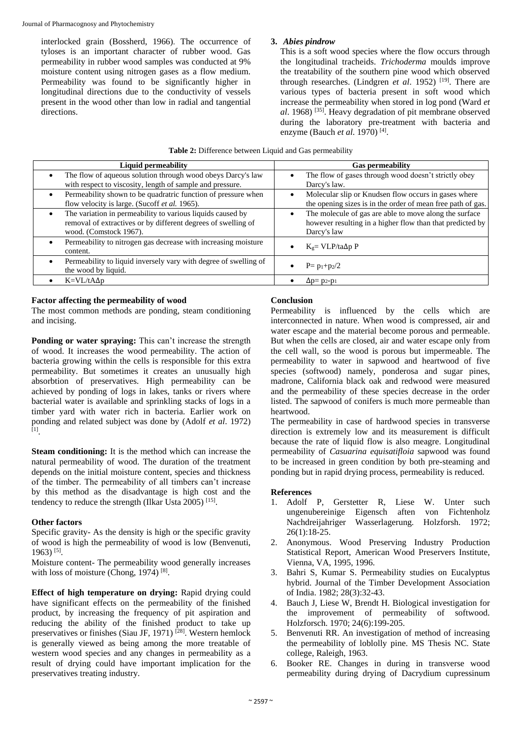interlocked grain (Bossherd, 1966). The occurrence of tyloses is an important character of rubber wood. Gas permeability in rubber wood samples was conducted at 9% moisture content using nitrogen gases as a flow medium. Permeability was found to be significantly higher in longitudinal directions due to the conductivity of vessels present in the wood other than low in radial and tangential directions.

**3. *Abies pindrow***

This is a soft wood species where the flow occurs through the longitudinal tracheids. *Trichoderma* moulds improve the treatability of the southern pine wood which observed through researches. (Lindgren *et al*. 1952) [19]. There are various types of bacteria present in soft wood which increase the permeability when stored in log pond (Ward *et al*. 1968) [35]. Heavy degradation of pit membrane observed during the laboratory pre-treatment with bacteria and enzyme (Bauch *et al*. 1970) [4].

**Table 2:** Difference between Liquid and Gas permeability

| Liquid permeability | Gas permeability |
|---|---|
| • The flow of aqueous solution through wood obeys Darcy's law with respect to viscosity, length of sample and pressure. | • The flow of gases through wood doesn't strictly obey Darcy's law. |
| • Permeability shown to be quadratric function of pressure when flow velocity is large. (Sucoff *et al.* 1965). | • Molecular slip or Knudsen flow occurs in gases where the opening sizes is in the order of mean free path of gas. |
| • The variation in permeability to various liquids caused by removal of extractives or by different degrees of swelling of wood. (Comstock 1967). | • The molecule of gas are able to move along the surface however resulting in a higher flow than that predicted by Darcy's law |
| • Permeability to nitrogen gas decrease with increasing moisture content. | • $K_g= VLP/ta\Delta p\ P$ |
| • Permeability to liquid inversely vary with degree of swelling of the wood by liquid. | • $P= p_1+p_2/2$ |
| • $K=VL/tA\Delta p$ | • $\Delta p= p_2-p_1$ |

**Factor affecting the permeability of wood**

The most common methods are ponding, steam conditioning and incising.

**Ponding or water spraying:** This can't increase the strength of wood. It increases the wood permeability. The action of bacteria growing within the cells is responsible for this extra permeability. But sometimes it creates an unusually high absorbtion of preservatives. High permeability can be achieved by ponding of logs in lakes, tanks or rivers where bacterial water is available and sprinkling stacks of logs in a timber yard with water rich in bacteria. Earlier work on ponding and related subject was done by (Adolf *et al*. 1972) [1].

**Steam conditioning:** It is the method which can increase the natural permeability of wood. The duration of the treatment depends on the initial moisture content, species and thickness of the timber. The permeability of all timbers can't increase by this method as the disadvantage is high cost and the tendency to reduce the strength (Ilkar Usta 2005) [15].

**Other factors**

Specific gravity- As the density is high or the specific gravity of wood is high the permeability of wood is low (Benvenuti, 1963) [5].

Moisture content- The permeability wood generally increases with loss of moisture (Chong, 1974) [8].

**Effect of high temperature on drying:** Rapid drying could have significant effects on the permeability of the finished product, by increasing the frequency of pit aspiration and reducing the ability of the finished product to take up preservatives or finishes (Siau JF, 1971) [28]. Western hemlock is generally viewed as being among the more treatable of western wood species and any changes in permeability as a result of drying could have important implication for the preservatives treating industry.

**Conclusion**

Permeability is influenced by the cells which are interconnected in nature. When wood is compressed, air and water escape and the material become porous and permeable. But when the cells are closed, air and water escape only from the cell wall, so the wood is porous but impermeable. The permeability to water in sapwood and heartwood of five species (softwood) namely, ponderosa and sugar pines, madrone, California black oak and redwood were measured and the permeability of these species decrease in the order listed. The sapwood of conifers is much more permeable than heartwood.

The permeability in case of hardwood species in transverse direction is extremely low and its measurement is difficult because the rate of liquid flow is also meagre. Longitudinal permeability of *Casuarina equisatifloia* sapwood was found to be increased in green condition by both pre-steaming and ponding but in rapid drying process, permeability is reduced.

**References**

1. Adolf P, Gerstetter R, Liese W. Unter such ungenubereinige Eigensch aften von Fichtenholz Nachdreijahriger Wasserlagerung. Holzforsh. 1972; 26(1):18-25.
2. Anonymous. Wood Preserving Industry Production Statistical Report, American Wood Preservers Institute, Vienna, VA, 1995, 1996.
3. Bahri S, Kumar S. Permeability studies on Eucalyptus hybrid. Journal of the Timber Development Association of India. 1982; 28(3):32-43.
4. Bauch J, Liese W, Brendt H. Biological investigation for the improvement of permeability of softwood. Holzforsch. 1970; 24(6):199-205.
5. Benvenuti RR. An investigation of method of increasing the permeability of loblolly pine. MS Thesis NC. State college, Raleigh, 1963.
6. Booker RE. Changes in during in transverse wood permeability during drying of Dacrydium cupressinum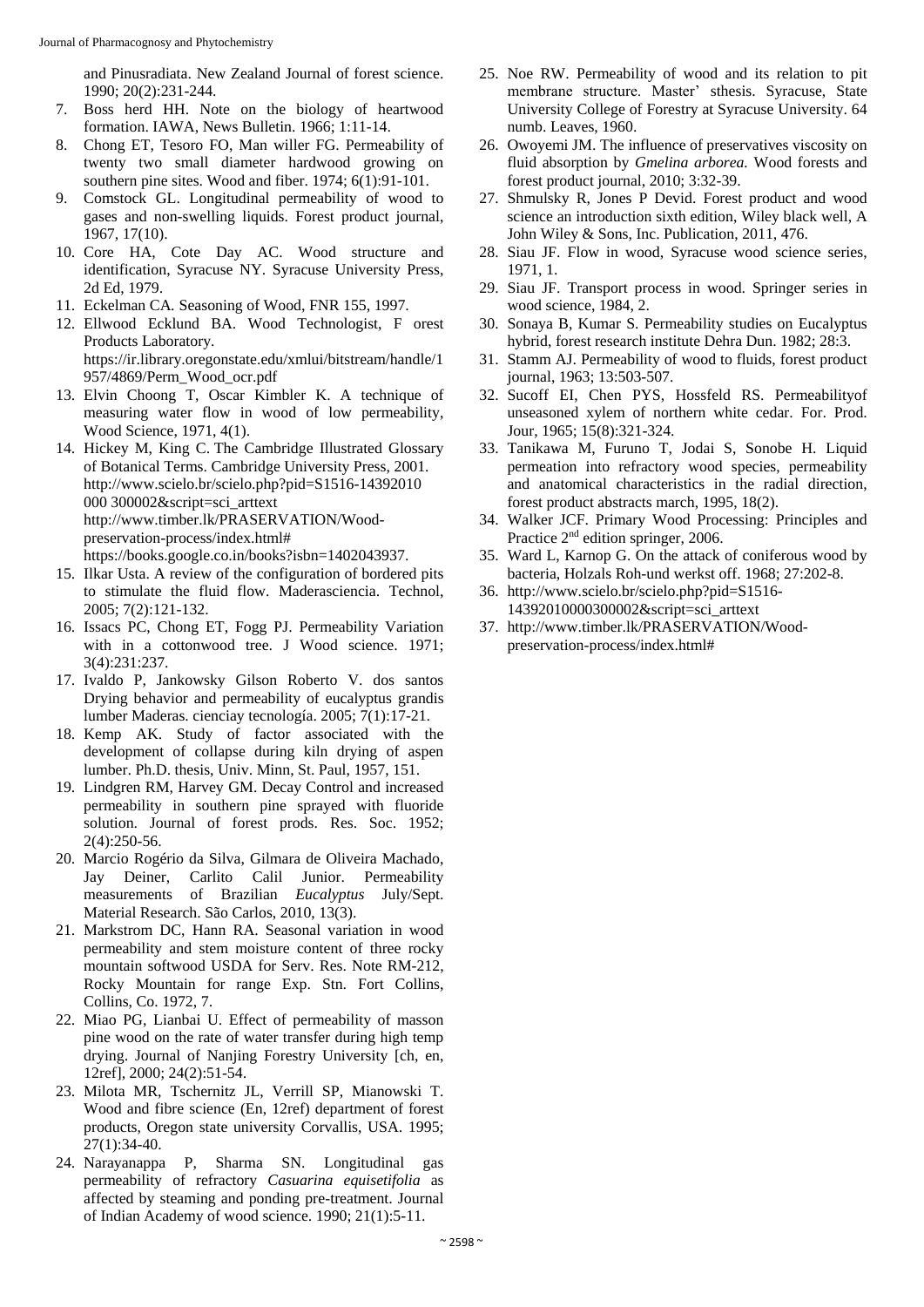and Pinusradiata. New Zealand Journal of forest science. 1990; 20(2):231-244.

7. Boss herd HH. Note on the biology of heartwood formation. IAWA, News Bulletin. 1966; 1:11-14.
8. Chong ET, Tesoro FO, Man willer FG. Permeability of twenty two small diameter hardwood growing on southern pine sites. Wood and fiber. 1974; 6(1):91-101.
9. Comstock GL. Longitudinal permeability of wood to gases and non-swelling liquids. Forest product journal, 1967, 17(10).
10. Core HA, Cote Day AC. Wood structure and identification, Syracuse NY. Syracuse University Press, 2d Ed, 1979.
11. Eckelman CA. Seasoning of Wood, FNR 155, 1997.
12. Ellwood Ecklund BA. Wood Technologist, F orest Products Laboratory. https://ir.library.oregonstate.edu/xmlui/bitstream/handle/1957/4869/Perm_Wood_ocr.pdf
13. Elvin Choong T, Oscar Kimbler K. A technique of measuring water flow in wood of low permeability, Wood Science, 1971, 4(1).
14. Hickey M, King C. The Cambridge Illustrated Glossary of Botanical Terms. Cambridge University Press, 2001. http://www.scielo.br/scielo.php?pid=S1516-14392010 000 300002&script=sci_arttext http://www.timber.lk/PRASERVATION/Wood-preservation-process/index.html# https://books.google.co.in/books?isbn=1402043937.
15. Ilkar Usta. A review of the configuration of bordered pits to stimulate the fluid flow. Maderasciencia. Technol, 2005; 7(2):121-132.
16. Issacs PC, Chong ET, Fogg PJ. Permeability Variation with in a cottonwood tree. J Wood science. 1971; 3(4):231:237.
17. Ivaldo P, Jankowsky Gilson Roberto V. dos santos Drying behavior and permeability of eucalyptus grandis lumber Maderas. cienciay tecnología. 2005; 7(1):17-21.
18. Kemp AK. Study of factor associated with the development of collapse during kiln drying of aspen lumber. Ph.D. thesis, Univ. Minn, St. Paul, 1957, 151.
19. Lindgren RM, Harvey GM. Decay Control and increased permeability in southern pine sprayed with fluoride solution. Journal of forest prods. Res. Soc. 1952; 2(4):250-56.
20. Marcio Rogério da Silva, Gilmara de Oliveira Machado, Jay Deiner, Carlito Calil Junior. Permeability measurements of Brazilian *Eucalyptus* July/Sept. Material Research. São Carlos, 2010, 13(3).
21. Markstrom DC, Hann RA. Seasonal variation in wood permeability and stem moisture content of three rocky mountain softwood USDA for Serv. Res. Note RM-212, Rocky Mountain for range Exp. Stn. Fort Collins, Collins, Co. 1972, 7.
22. Miao PG, Lianbai U. Effect of permeability of masson pine wood on the rate of water transfer during high temp drying. Journal of Nanjing Forestry University [ch, en, 12ref], 2000; 24(2):51-54.
23. Milota MR, Tschernitz JL, Verrill SP, Mianowski T. Wood and fibre science (En, 12ref) department of forest products, Oregon state university Corvallis, USA. 1995; 27(1):34-40.
24. Narayanappa P, Sharma SN. Longitudinal gas permeability of refractory *Casuarina equisetifolia* as affected by steaming and ponding pre-treatment. Journal of Indian Academy of wood science. 1990; 21(1):5-11.
25. Noe RW. Permeability of wood and its relation to pit membrane structure. Master' sthesis. Syracuse, State University College of Forestry at Syracuse University. 64 numb. Leaves, 1960.
26. Owoyemi JM. The influence of preservatives viscosity on fluid absorption by *Gmelina arborea.* Wood forests and forest product journal, 2010; 3:32-39.
27. Shmulsky R, Jones P Devid. Forest product and wood science an introduction sixth edition, Wiley black well, A John Wiley & Sons, Inc. Publication, 2011, 476.
28. Siau JF. Flow in wood, Syracuse wood science series, 1971, 1.
29. Siau JF. Transport process in wood. Springer series in wood science, 1984, 2.
30. Sonaya B, Kumar S. Permeability studies on Eucalyptus hybrid, forest research institute Dehra Dun. 1982; 28:3.
31. Stamm AJ. Permeability of wood to fluids, forest product journal, 1963; 13:503-507.
32. Sucoff EI, Chen PYS, Hossfeld RS. Permeabilityof unseasoned xylem of northern white cedar. For. Prod. Jour, 1965; 15(8):321-324.
33. Tanikawa M, Furuno T, Jodai S, Sonobe H. Liquid permeation into refractory wood species, permeability and anatomical characteristics in the radial direction, forest product abstracts march, 1995, 18(2).
34. Walker JCF. Primary Wood Processing: Principles and Practice 2nd edition springer, 2006.
35. Ward L, Karnop G. On the attack of coniferous wood by bacteria, Holzals Roh-und werkst off. 1968; 27:202-8.
36. http://www.scielo.br/scielo.php?pid=S1516-14392010000300002&script=sci_arttext
37. http://www.timber.lk/PRASERVATION/Wood-preservation-process/index.html#